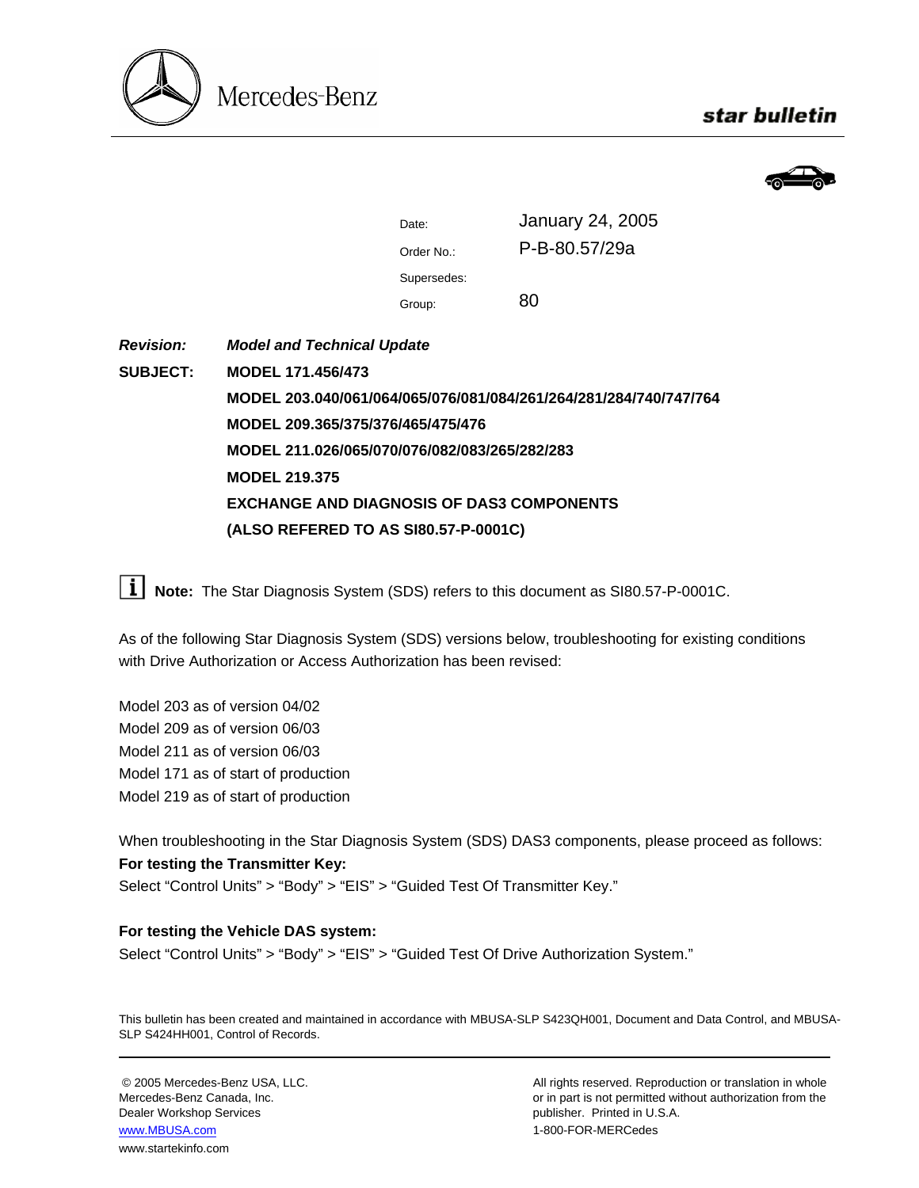Mercedes-Benz

**star bulletin**

| | |
|---|---|
| Date: | January 24, 2005 |
| Order No.: | P-B-80.57/29a |
| Supersedes: | |
| Group: | 80 |

***Revision:*** ***Model and Technical Update***

**SUBJECT:** **MODEL 171.456/473**

**MODEL 203.040/061/064/065/076/081/084/261/264/281/284/740/747/764**

**MODEL 209.365/375/376/465/475/476**

**MODEL 211.026/065/070/076/082/083/265/282/283**

**MODEL 219.375**

**EXCHANGE AND DIAGNOSIS OF DAS3 COMPONENTS**

**(ALSO REFERED TO AS SI80.57-P-0001C)**

**Note:** The Star Diagnosis System (SDS) refers to this document as SI80.57-P-0001C.

As of the following Star Diagnosis System (SDS) versions below, troubleshooting for existing conditions with Drive Authorization or Access Authorization has been revised:

Model 203 as of version 04/02
Model 209 as of version 06/03
Model 211 as of version 06/03
Model 171 as of start of production
Model 219 as of start of production

When troubleshooting in the Star Diagnosis System (SDS) DAS3 components, please proceed as follows:

**For testing the Transmitter Key:**
Select "Control Units" > "Body" > "EIS" > "Guided Test Of Transmitter Key."

**For testing the Vehicle DAS system:**
Select "Control Units" > "Body" > "EIS" > "Guided Test Of Drive Authorization System."

This bulletin has been created and maintained in accordance with MBUSA-SLP S423QH001, Document and Data Control, and MBUSA-SLP S424HH001, Control of Records.

© 2005 Mercedes-Benz USA, LLC.
Mercedes-Benz Canada, Inc.
Dealer Workshop Services
www.MBUSA.com
www.startekinfo.com

All rights reserved. Reproduction or translation in whole or in part is not permitted without authorization from the publisher. Printed in U.S.A.
1-800-FOR-MERCedes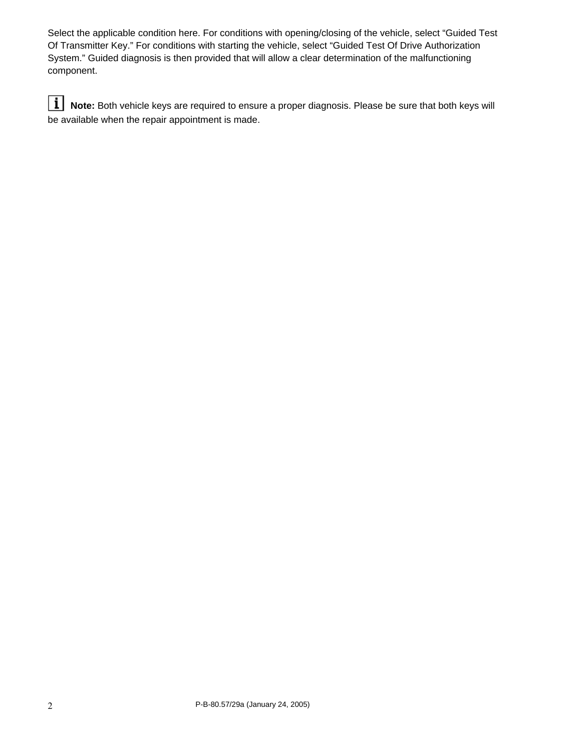Select the applicable condition here. For conditions with opening/closing of the vehicle, select "Guided Test Of Transmitter Key." For conditions with starting the vehicle, select "Guided Test Of Drive Authorization System." Guided diagnosis is then provided that will allow a clear determination of the malfunctioning component.

**Note:** Both vehicle keys are required to ensure a proper diagnosis. Please be sure that both keys will be available when the repair appointment is made.